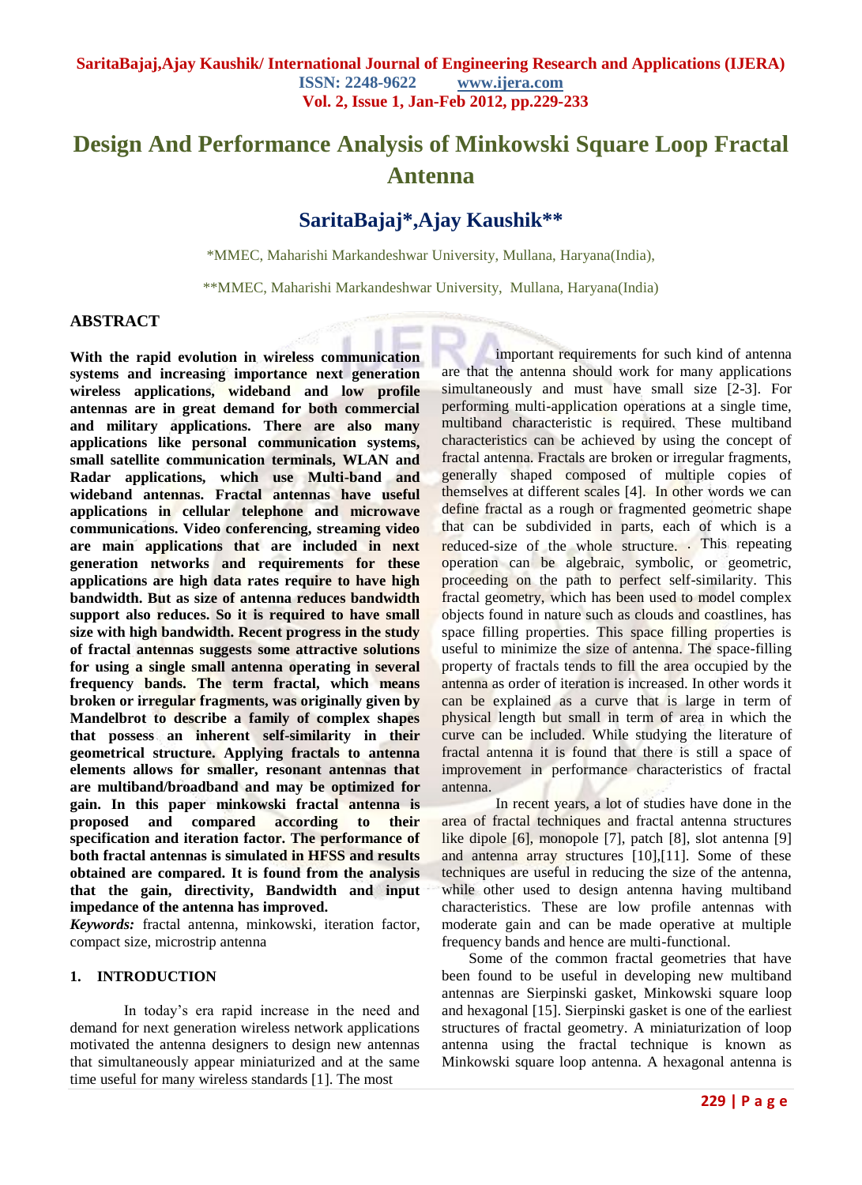# Design And Performance Analysis of Minkowski Square Loop Fractal Antenna

## SaritaBajaj*,Ajay Kaushik**

*MMEC, Maharishi Markandeshwar University, Mullana, Haryana(India),

**MMEC, Maharishi Markandeshwar University, Mullana, Haryana(India)

## ABSTRACT

**With the rapid evolution in wireless communication systems and increasing importance next generation wireless applications, wideband and low profile antennas are in great demand for both commercial and military applications. There are also many applications like personal communication systems, small satellite communication terminals, WLAN and Radar applications, which use Multi-band and wideband antennas. Fractal antennas have useful applications in cellular telephone and microwave communications. Video conferencing, streaming video are main applications that are included in next generation networks and requirements for these applications are high data rates require to have high bandwidth. But as size of antenna reduces bandwidth support also reduces. So it is required to have small size with high bandwidth. Recent progress in the study of fractal antennas suggests some attractive solutions for using a single small antenna operating in several frequency bands. The term fractal, which means broken or irregular fragments, was originally given by Mandelbrot to describe a family of complex shapes that possess an inherent self-similarity in their geometrical structure. Applying fractals to antenna elements allows for smaller, resonant antennas that are multiband/broadband and may be optimized for gain. In this paper minkowski fractal antenna is proposed and compared according to their specification and iteration factor. The performance of both fractal antennas is simulated in HFSS and results obtained are compared. It is found from the analysis that the gain, directivity, Bandwidth and input impedance of the antenna has improved.**

***Keywords:*** fractal antenna, minkowski, iteration factor, compact size, microstrip antenna

## 1. INTRODUCTION

In today's era rapid increase in the need and demand for next generation wireless network applications motivated the antenna designers to design new antennas that simultaneously appear miniaturized and at the same time useful for many wireless standards [1]. The most important requirements for such kind of antenna are that the antenna should work for many applications simultaneously and must have small size [2-3]. For performing multi-application operations at a single time, multiband characteristic is required. These multiband characteristics can be achieved by using the concept of fractal antenna. Fractals are broken or irregular fragments, generally shaped composed of multiple copies of themselves at different scales [4]. In other words we can define fractal as a rough or fragmented geometric shape that can be subdivided in parts, each of which is a reduced-size of the whole structure. . This repeating operation can be algebraic, symbolic, or geometric, proceeding on the path to perfect self-similarity. This fractal geometry, which has been used to model complex objects found in nature such as clouds and coastlines, has space filling properties. This space filling properties is useful to minimize the size of antenna. The space-filling property of fractals tends to fill the area occupied by the antenna as order of iteration is increased. In other words it can be explained as a curve that is large in term of physical length but small in term of area in which the curve can be included. While studying the literature of fractal antenna it is found that there is still a space of improvement in performance characteristics of fractal antenna.

In recent years, a lot of studies have done in the area of fractal techniques and fractal antenna structures like dipole [6], monopole [7], patch [8], slot antenna [9] and antenna array structures [10],[11]. Some of these techniques are useful in reducing the size of the antenna, while other used to design antenna having multiband characteristics. These are low profile antennas with moderate gain and can be made operative at multiple frequency bands and hence are multi-functional.

Some of the common fractal geometries that have been found to be useful in developing new multiband antennas are Sierpinski gasket, Minkowski square loop and hexagonal [15]. Sierpinski gasket is one of the earliest structures of fractal geometry. A miniaturization of loop antenna using the fractal technique is known as Minkowski square loop antenna. A hexagonal antenna is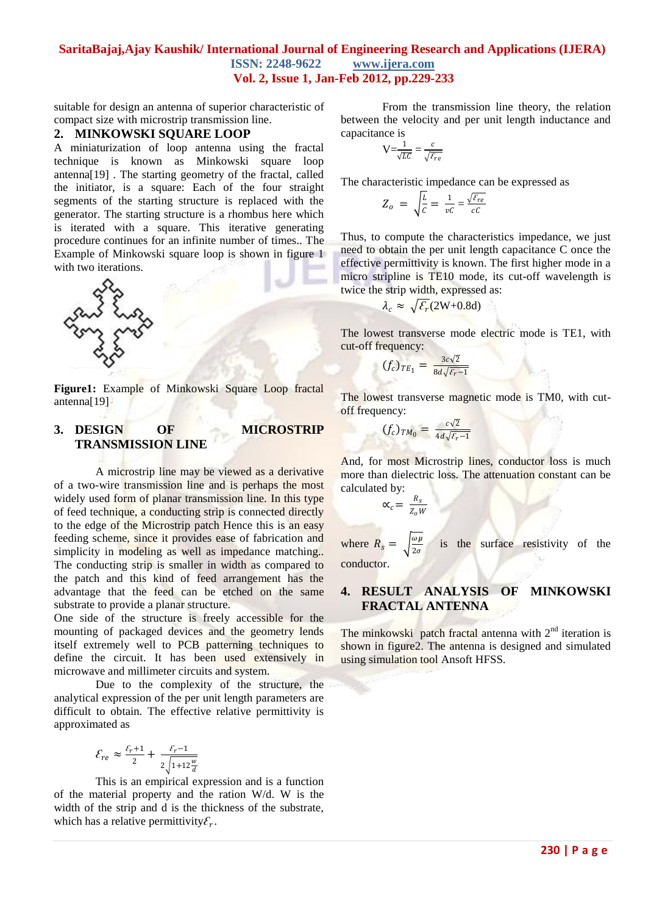suitable for design an antenna of superior characteristic of compact size with microstrip transmission line.

## 2. MINKOWSKI SQUARE LOOP

A miniaturization of loop antenna using the fractal technique is known as Minkowski square loop antenna[19] . The starting geometry of the fractal, called the initiator, is a square: Each of the four straight segments of the starting structure is replaced with the generator. The starting structure is a rhombus here which is iterated with a square. This iterative generating procedure continues for an infinite number of times.. The Example of Minkowski square loop is shown in figure 1 with two iterations.

**Figure1:** Example of Minkowski Square Loop fractal antenna[19]

## 3. DESIGN OF MICROSTRIP TRANSMISSION LINE

A microstrip line may be viewed as a derivative of a two-wire transmission line and is perhaps the most widely used form of planar transmission line. In this type of feed technique, a conducting strip is connected directly to the edge of the Microstrip patch Hence this is an easy feeding scheme, since it provides ease of fabrication and simplicity in modeling as well as impedance matching.. The conducting strip is smaller in width as compared to the patch and this kind of feed arrangement has the advantage that the feed can be etched on the same substrate to provide a planar structure.

One side of the structure is freely accessible for the mounting of packaged devices and the geometry lends itself extremely well to PCB patterning techniques to define the circuit. It has been used extensively in microwave and millimeter circuits and system.

Due to the complexity of the structure, the analytical expression of the per unit length parameters are difficult to obtain. The effective relative permittivity is approximated as

$$\mathcal{E}_{re} \approx \frac{\mathcal{E}_r+1}{2} + \frac{\mathcal{E}_r-1}{2\sqrt{1+12\frac{w}{d}}}$$

This is an empirical expression and is a function of the material property and the ration W/d. W is the width of the strip and d is the thickness of the substrate, which has a relative permittivity $\mathcal{E}_r$.

From the transmission line theory, the relation between the velocity and per unit length inductance and capacitance is

$$V=\frac{1}{\sqrt{LC}} = \frac{c}{\sqrt{\mathcal{E}_{re}}}$$

The characteristic impedance can be expressed as

$$Z_o = \sqrt{\frac{L}{C}} = \frac{1}{vC} = \frac{\sqrt{\mathcal{E}_{re}}}{cC}$$

Thus, to compute the characteristics impedance, we just need to obtain the per unit length capacitance C once the effective permittivity is known. The first higher mode in a micro stripline is TE10 mode, its cut-off wavelength is twice the strip width, expressed as:

$$\lambda_c \approx \sqrt{\mathcal{E}_r}(2W+0.8d)$$

The lowest transverse mode electric mode is TE1, with cut-off frequency:

$$(f_c)_{TE_1} = \frac{3c\sqrt{2}}{8d\sqrt{\mathcal{E}_r-1}}$$

The lowest transverse magnetic mode is TM0, with cut-off frequency:

$$(f_c)_{TM_0} = \frac{c\sqrt{2}}{4d\sqrt{\mathcal{E}_r-1}}$$

And, for most Microstrip lines, conductor loss is much more than dielectric loss. The attenuation constant can be calculated by:

$$\propto_c = \frac{R_s}{Z_o W}$$

where $R_s = \sqrt{\frac{\omega\mu}{2\sigma}}$ is the surface resistivity of the conductor.

## 4. RESULT ANALYSIS OF MINKOWSKI FRACTAL ANTENNA

The minkowski patch fractal antenna with 2nd iteration is shown in figure2. The antenna is designed and simulated using simulation tool Ansoft HFSS.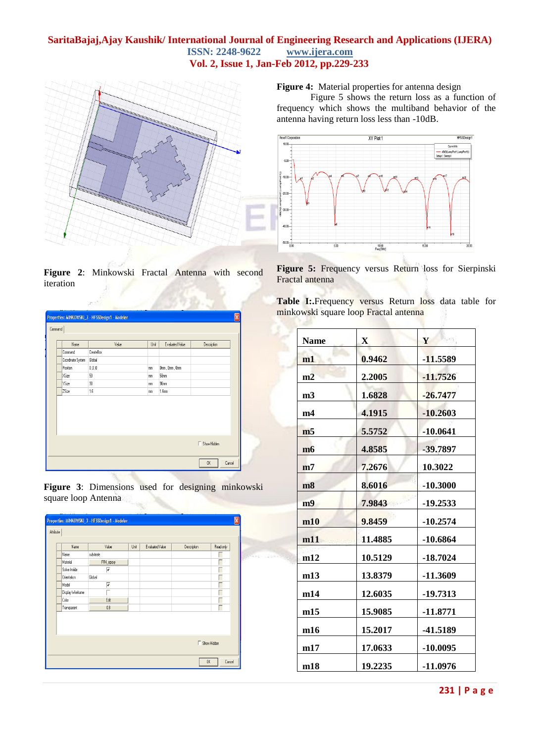**Figure 2**: Minkowski Fractal Antenna with second iteration

**Figure 3**: Dimensions used for designing minkowski square loop Antenna

**Figure 4:** Material properties for antenna design

Figure 5 shows the return loss as a function of frequency which shows the multiband behavior of the antenna having return loss less than -10dB.

**Figure 5:** Frequency versus Return loss for Sierpinski Fractal antenna

**Table I:**.Frequency versus Return loss data table for minkowski square loop Fractal antenna

| **Name** | **X** | **Y** |
|---|---|---|
| **m1** | **0.9462** | **-11.5589** |
| **m2** | **2.2005** | **-11.7526** |
| **m3** | **1.6828** | **-26.7477** |
| **m4** | **4.1915** | **-10.2603** |
| **m5** | **5.5752** | **-10.0641** |
| **m6** | **4.8585** | **-39.7897** |
| **m7** | **7.2676** | **10.3022** |
| **m8** | **8.6016** | **-10.3000** |
| **m9** | **7.9843** | **-19.2533** |
| **m10** | **9.8459** | **-10.2574** |
| **m11** | **11.4885** | **-10.6864** |
| **m12** | **10.5129** | **-18.7024** |
| **m13** | **13.8379** | **-11.3609** |
| **m14** | **12.6035** | **-19.7313** |
| **m15** | **15.9085** | **-11.8771** |
| **m16** | **15.2017** | **-41.5189** |
| **m17** | **17.0633** | **-10.0095** |
| **m18** | **19.2235** | **-11.0976** |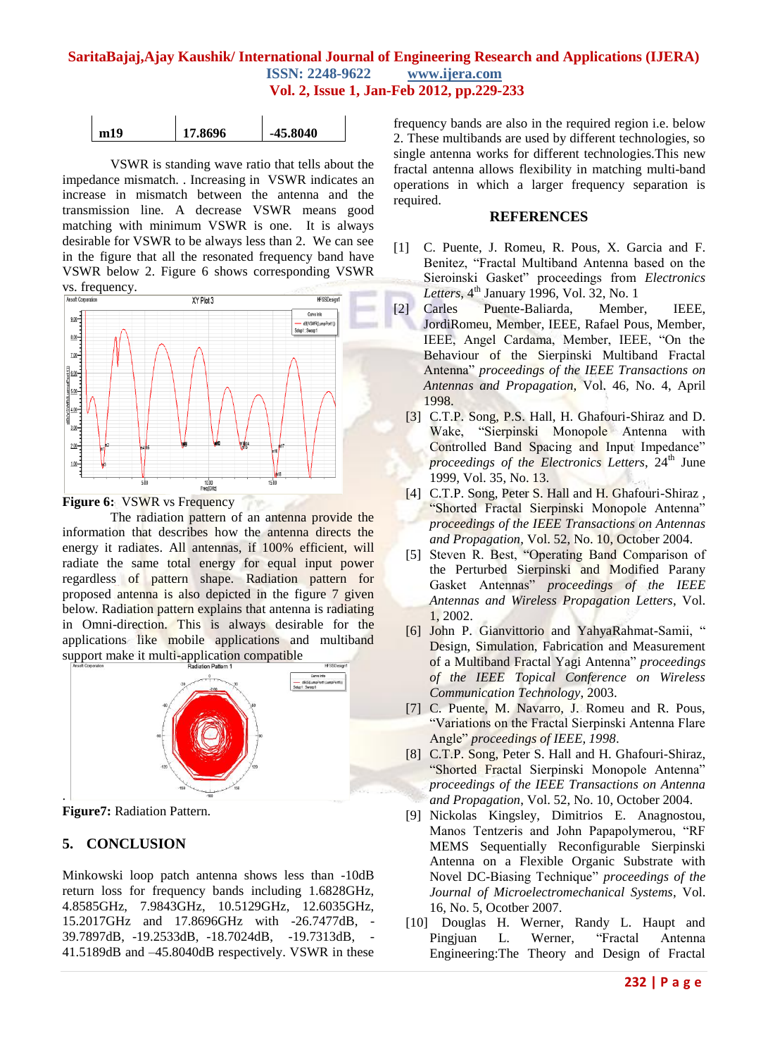| m19 | 17.8696 | -45.8040 |
|---|---|---|

VSWR is standing wave ratio that tells about the impedance mismatch. . Increasing in VSWR indicates an increase in mismatch between the antenna and the transmission line. A decrease VSWR means good matching with minimum VSWR is one. It is always desirable for VSWR to be always less than 2. We can see in the figure that all the resonated frequency band have VSWR below 2. Figure 6 shows corresponding VSWR vs. frequency.

**Figure 6:** VSWR vs Frequency

The radiation pattern of an antenna provide the information that describes how the antenna directs the energy it radiates. All antennas, if 100% efficient, will radiate the same total energy for equal input power regardless of pattern shape. Radiation pattern for proposed antenna is also depicted in the figure 7 given below. Radiation pattern explains that antenna is radiating in Omni-direction. This is always desirable for the applications like mobile applications and multiband support make it multi-application compatible

**Figure7:** Radiation Pattern.

## 5. CONCLUSION

Minkowski loop patch antenna shows less than -10dB return loss for frequency bands including 1.6828GHz, 4.8585GHz, 7.9843GHz, 10.5129GHz, 12.6035GHz, 15.2017GHz and 17.8696GHz with -26.7477dB, -39.7897dB, -19.2533dB, -18.7024dB, -19.7313dB, -41.5189dB and –45.8040dB respectively. VSWR in these frequency bands are also in the required region i.e. below 2. These multibands are used by different technologies, so single antenna works for different technologies.This new fractal antenna allows flexibility in matching multi-band operations in which a larger frequency separation is required.

## REFERENCES

[1] C. Puente, J. Romeu, R. Pous, X. Garcia and F. Benitez, "Fractal Multiband Antenna based on the Sieroinski Gasket" proceedings from *Electronics Letters*, 4th January 1996, Vol. 32, No. 1

[2] Carles Puente-Baliarda, Member, IEEE, JordiRomeu, Member, IEEE, Rafael Pous, Member, IEEE, Angel Cardama, Member, IEEE, "On the Behaviour of the Sierpinski Multiband Fractal Antenna" *proceedings of the IEEE Transactions on Antennas and Propagation*, Vol. 46, No. 4, April 1998.

[3] C.T.P. Song, P.S. Hall, H. Ghafouri-Shiraz and D. Wake, "Sierpinski Monopole Antenna with Controlled Band Spacing and Input Impedance" *proceedings of the Electronics Letters*, 24th June 1999, Vol. 35, No. 13.

[4] C.T.P. Song, Peter S. Hall and H. Ghafouri-Shiraz , "Shorted Fractal Sierpinski Monopole Antenna" *proceedings of the IEEE Transactions on Antennas and Propagation*, Vol. 52, No. 10, October 2004.

[5] Steven R. Best, "Operating Band Comparison of the Perturbed Sierpinski and Modified Parany Gasket Antennas" *proceedings of the IEEE Antennas and Wireless Propagation Letters*, Vol. 1, 2002.

[6] John P. Gianvittorio and YahyaRahmat-Samii, " Design, Simulation, Fabrication and Measurement of a Multiband Fractal Yagi Antenna" *proceedings of the IEEE Topical Conference on Wireless Communication Technology*, 2003.

[7] C. Puente, M. Navarro, J. Romeu and R. Pous, "Variations on the Fractal Sierpinski Antenna Flare Angle" *proceedings of IEEE, 1998*.

[8] C.T.P. Song, Peter S. Hall and H. Ghafouri-Shiraz, "Shorted Fractal Sierpinski Monopole Antenna" *proceedings of the IEEE Transactions on Antenna and Propagation*, Vol. 52, No. 10, October 2004.

[9] Nickolas Kingsley, Dimitrios E. Anagnostou, Manos Tentzeris and John Papapolymerou, "RF MEMS Sequentially Reconfigurable Sierpinski Antenna on a Flexible Organic Substrate with Novel DC-Biasing Technique" *proceedings of the Journal of Microelectromechanical Systems*, Vol. 16, No. 5, Ocotber 2007.

[10] Douglas H. Werner, Randy L. Haupt and Pingjuan L. Werner, "Fractal Antenna Engineering:The Theory and Design of Fractal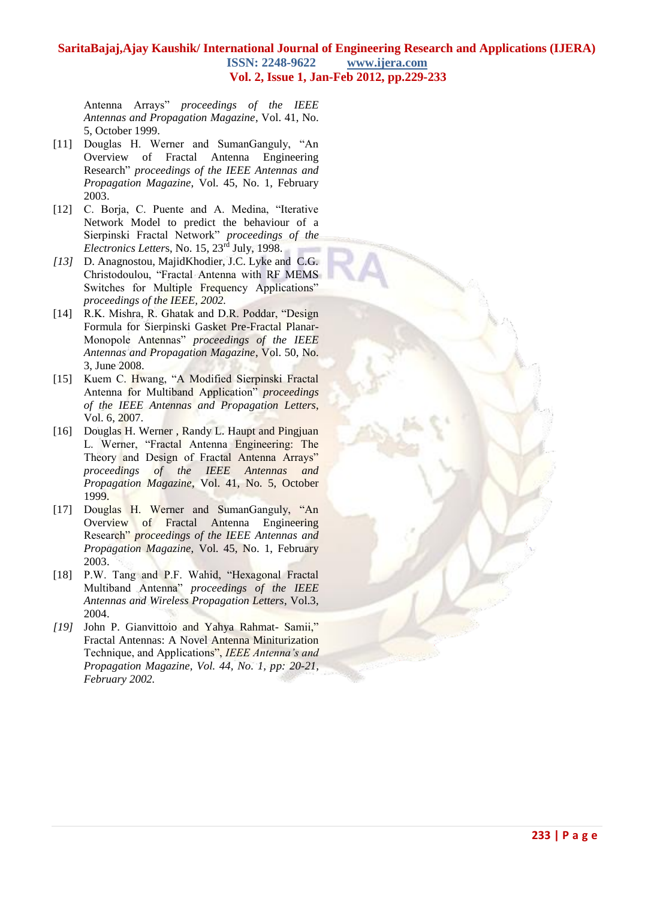Antenna Arrays" *proceedings of the IEEE Antennas and Propagation Magazine*, Vol. 41, No. 5, October 1999.

[11] Douglas H. Werner and SumanGanguly, "An Overview of Fractal Antenna Engineering Research" *proceedings of the IEEE Antennas and Propagation Magazine*, Vol. 45, No. 1, February 2003.

[12] C. Borja, C. Puente and A. Medina, "Iterative Network Model to predict the behaviour of a Sierpinski Fractal Network" *proceedings of the Electronics Letters*, No. 15, 23rd July, 1998.

*[13]* D. Anagnostou, MajidKhodier, J.C. Lyke and C.G. Christodoulou, "Fractal Antenna with RF MEMS Switches for Multiple Frequency Applications" *proceedings of the IEEE, 2002.*

[14] R.K. Mishra, R. Ghatak and D.R. Poddar, "Design Formula for Sierpinski Gasket Pre-Fractal Planar-Monopole Antennas" *proceedings of the IEEE Antennas and Propagation Magazine*, Vol. 50, No. 3, June 2008.

[15] Kuem C. Hwang, "A Modified Sierpinski Fractal Antenna for Multiband Application" *proceedings of the IEEE Antennas and Propagation Letters*, Vol. 6, 2007.

[16] Douglas H. Werner , Randy L. Haupt and Pingjuan L. Werner, "Fractal Antenna Engineering: The Theory and Design of Fractal Antenna Arrays" *proceedings of the IEEE Antennas and Propagation Magazine*, Vol. 41, No. 5, October 1999.

[17] Douglas H. Werner and SumanGanguly, "An Overview of Fractal Antenna Engineering Research" *proceedings of the IEEE Antennas and Propagation Magazine*, Vol. 45, No. 1, February 2003.

[18] P.W. Tang and P.F. Wahid, "Hexagonal Fractal Multiband Antenna" *proceedings of the IEEE Antennas and Wireless Propagation Letters*, Vol.3, 2004.

*[19]* John P. Gianvittoio and Yahya Rahmat- Samii," Fractal Antennas: A Novel Antenna Miniturization Technique, and Applications", *IEEE Antenna's and Propagation Magazine, Vol. 44, No. 1, pp: 20-21, February 2002.*